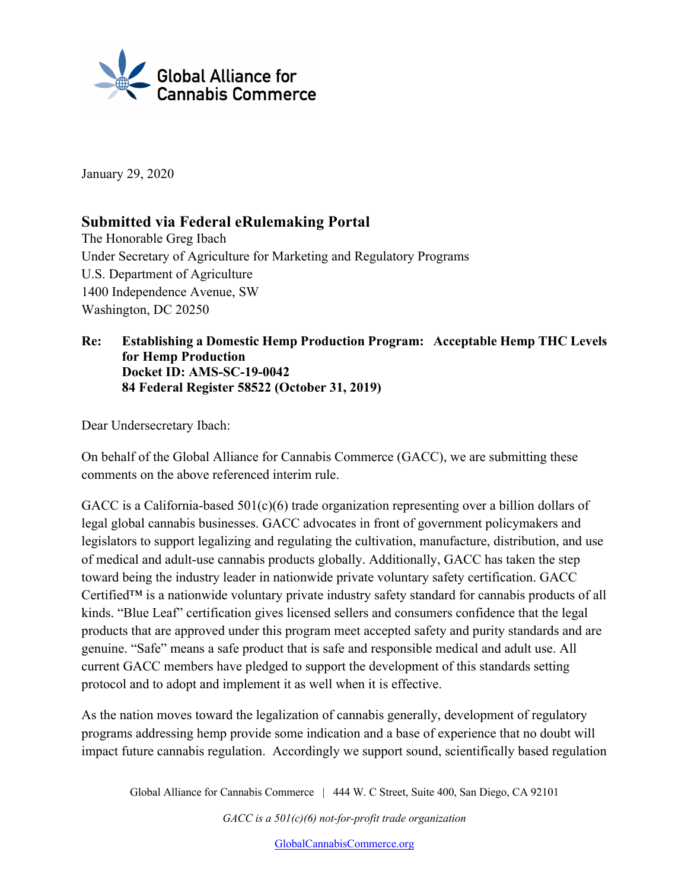Global Alliance for Cannabis Commerce

January 29, 2020

**Submitted via Federal eRulemaking Portal**
The Honorable Greg Ibach
Under Secretary of Agriculture for Marketing and Regulatory Programs
U.S. Department of Agriculture
1400 Independence Avenue, SW
Washington, DC 20250

**Re: Establishing a Domestic Hemp Production Program: Acceptable Hemp THC Levels for Hemp Production**
**Docket ID: AMS-SC-19-0042**
**84 Federal Register 58522 (October 31, 2019)**

Dear Undersecretary Ibach:

On behalf of the Global Alliance for Cannabis Commerce (GACC), we are submitting these comments on the above referenced interim rule.

GACC is a California-based 501(c)(6) trade organization representing over a billion dollars of legal global cannabis businesses. GACC advocates in front of government policymakers and legislators to support legalizing and regulating the cultivation, manufacture, distribution, and use of medical and adult-use cannabis products globally. Additionally, GACC has taken the step toward being the industry leader in nationwide private voluntary safety certification. GACC Certified™ is a nationwide voluntary private industry safety standard for cannabis products of all kinds. "Blue Leaf" certification gives licensed sellers and consumers confidence that the legal products that are approved under this program meet accepted safety and purity standards and are genuine. "Safe" means a safe product that is safe and responsible medical and adult use. All current GACC members have pledged to support the development of this standards setting protocol and to adopt and implement it as well when it is effective.

As the nation moves toward the legalization of cannabis generally, development of regulatory programs addressing hemp provide some indication and a base of experience that no doubt will impact future cannabis regulation. Accordingly we support sound, scientifically based regulation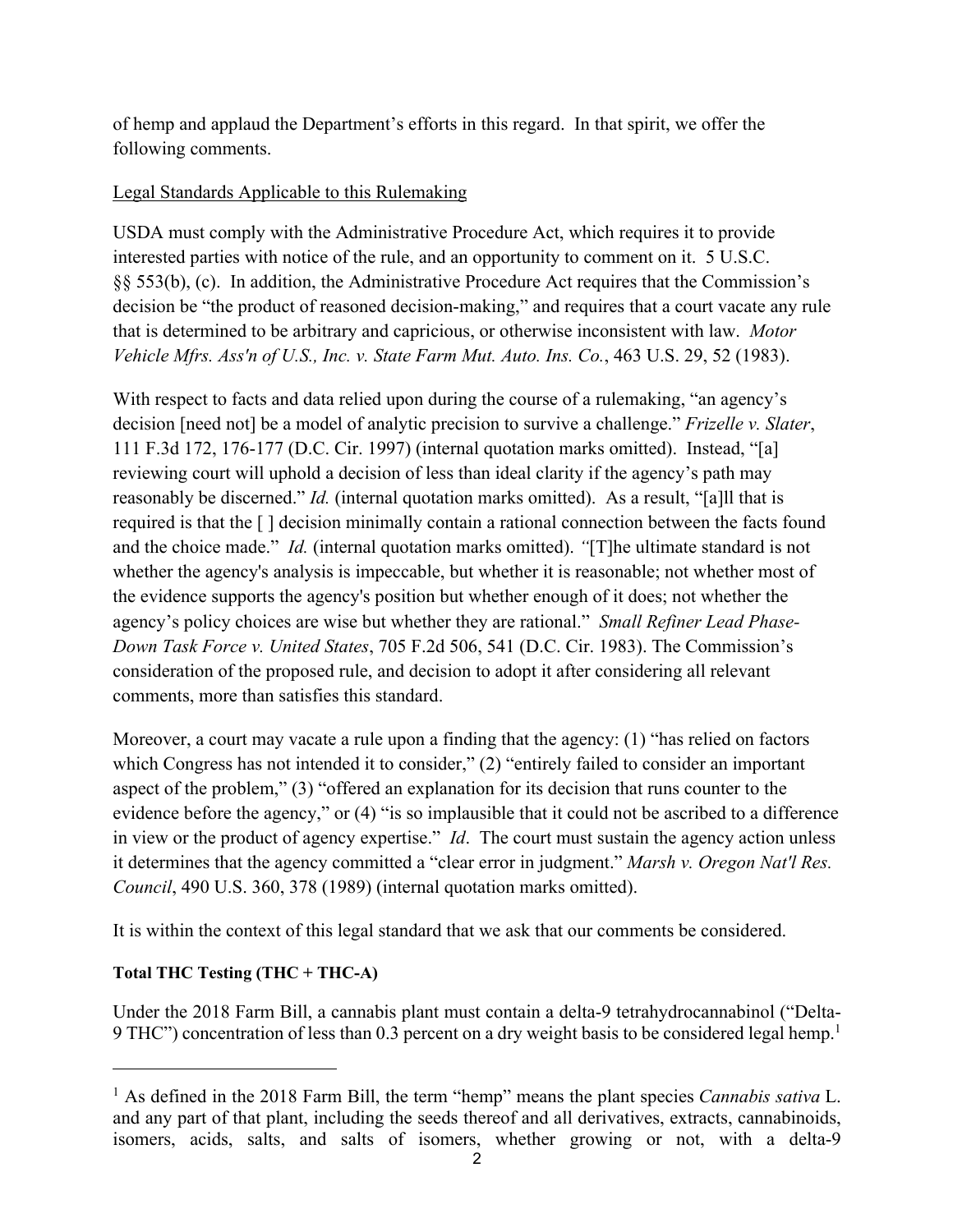of hemp and applaud the Department's efforts in this regard. In that spirit, we offer the following comments.

Legal Standards Applicable to this Rulemaking

USDA must comply with the Administrative Procedure Act, which requires it to provide interested parties with notice of the rule, and an opportunity to comment on it. 5 U.S.C. §§ 553(b), (c). In addition, the Administrative Procedure Act requires that the Commission's decision be "the product of reasoned decision-making," and requires that a court vacate any rule that is determined to be arbitrary and capricious, or otherwise inconsistent with law. *Motor Vehicle Mfrs. Ass'n of U.S., Inc. v. State Farm Mut. Auto. Ins. Co.*, 463 U.S. 29, 52 (1983).

With respect to facts and data relied upon during the course of a rulemaking, "an agency's decision [need not] be a model of analytic precision to survive a challenge." *Frizelle v. Slater*, 111 F.3d 172, 176-177 (D.C. Cir. 1997) (internal quotation marks omitted). Instead, "[a] reviewing court will uphold a decision of less than ideal clarity if the agency's path may reasonably be discerned." *Id.* (internal quotation marks omitted). As a result, "[a]ll that is required is that the [ ] decision minimally contain a rational connection between the facts found and the choice made." *Id.* (internal quotation marks omitted). "[T]he ultimate standard is not whether the agency's analysis is impeccable, but whether it is reasonable; not whether most of the evidence supports the agency's position but whether enough of it does; not whether the agency's policy choices are wise but whether they are rational." *Small Refiner Lead Phase-Down Task Force v. United States*, 705 F.2d 506, 541 (D.C. Cir. 1983). The Commission's consideration of the proposed rule, and decision to adopt it after considering all relevant comments, more than satisfies this standard.

Moreover, a court may vacate a rule upon a finding that the agency: (1) "has relied on factors which Congress has not intended it to consider," (2) "entirely failed to consider an important aspect of the problem," (3) "offered an explanation for its decision that runs counter to the evidence before the agency," or (4) "is so implausible that it could not be ascribed to a difference in view or the product of agency expertise." *Id*. The court must sustain the agency action unless it determines that the agency committed a "clear error in judgment." *Marsh v. Oregon Nat'l Res. Council*, 490 U.S. 360, 378 (1989) (internal quotation marks omitted).

It is within the context of this legal standard that we ask that our comments be considered.

**Total THC Testing (THC + THC-A)**

Under the 2018 Farm Bill, a cannabis plant must contain a delta-9 tetrahydrocannabinol ("Delta-9 THC") concentration of less than 0.3 percent on a dry weight basis to be considered legal hemp.[1]

[1] As defined in the 2018 Farm Bill, the term "hemp" means the plant species *Cannabis sativa* L. and any part of that plant, including the seeds thereof and all derivatives, extracts, cannabinoids, isomers, acids, salts, and salts of isomers, whether growing or not, with a delta-9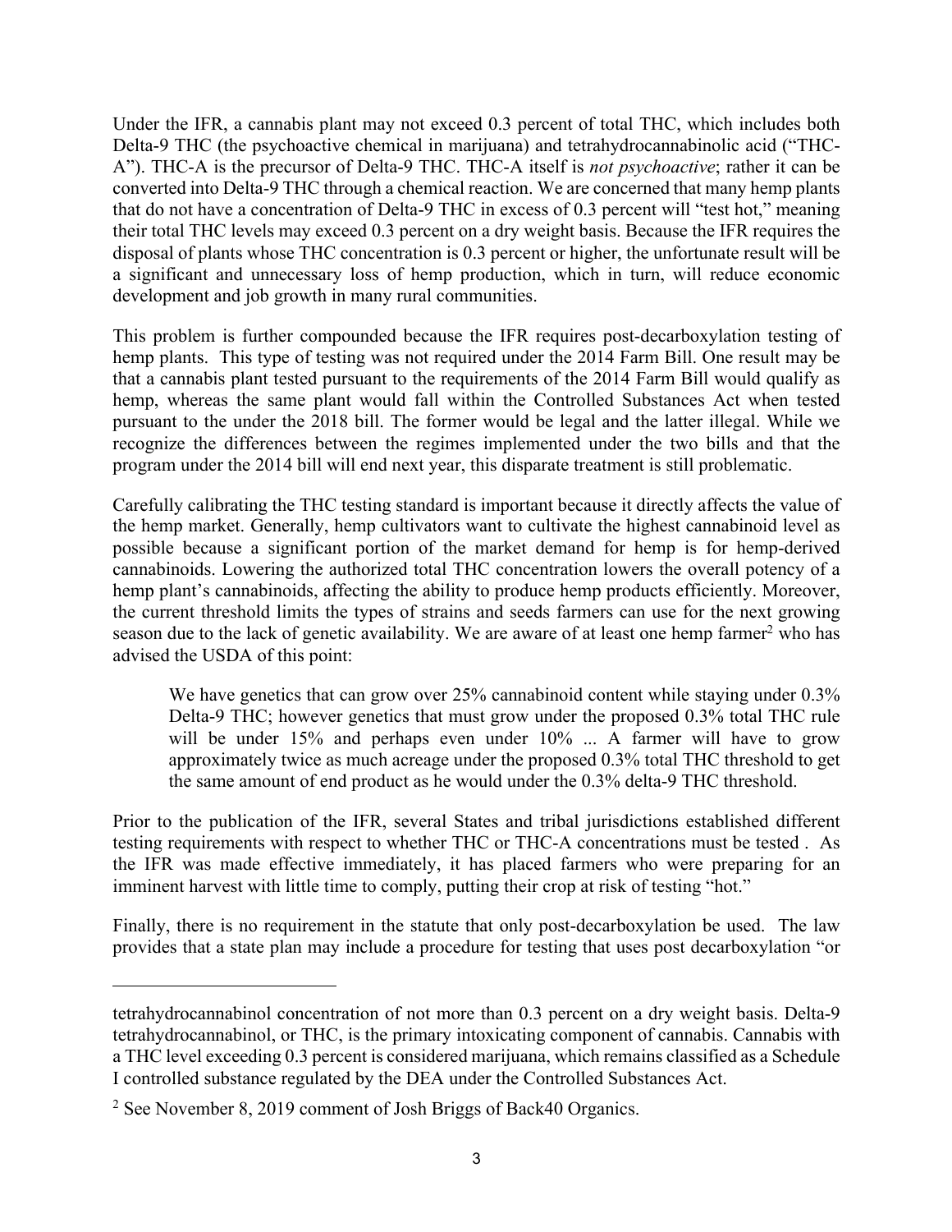Under the IFR, a cannabis plant may not exceed 0.3 percent of total THC, which includes both Delta-9 THC (the psychoactive chemical in marijuana) and tetrahydrocannabinolic acid ("THC-A"). THC-A is the precursor of Delta-9 THC. THC-A itself is *not psychoactive*; rather it can be converted into Delta-9 THC through a chemical reaction. We are concerned that many hemp plants that do not have a concentration of Delta-9 THC in excess of 0.3 percent will "test hot," meaning their total THC levels may exceed 0.3 percent on a dry weight basis. Because the IFR requires the disposal of plants whose THC concentration is 0.3 percent or higher, the unfortunate result will be a significant and unnecessary loss of hemp production, which in turn, will reduce economic development and job growth in many rural communities.

This problem is further compounded because the IFR requires post-decarboxylation testing of hemp plants. This type of testing was not required under the 2014 Farm Bill. One result may be that a cannabis plant tested pursuant to the requirements of the 2014 Farm Bill would qualify as hemp, whereas the same plant would fall within the Controlled Substances Act when tested pursuant to the under the 2018 bill. The former would be legal and the latter illegal. While we recognize the differences between the regimes implemented under the two bills and that the program under the 2014 bill will end next year, this disparate treatment is still problematic.

Carefully calibrating the THC testing standard is important because it directly affects the value of the hemp market. Generally, hemp cultivators want to cultivate the highest cannabinoid level as possible because a significant portion of the market demand for hemp is for hemp-derived cannabinoids. Lowering the authorized total THC concentration lowers the overall potency of a hemp plant's cannabinoids, affecting the ability to produce hemp products efficiently. Moreover, the current threshold limits the types of strains and seeds farmers can use for the next growing season due to the lack of genetic availability. We are aware of at least one hemp farmer[2] who has advised the USDA of this point:

> We have genetics that can grow over 25% cannabinoid content while staying under 0.3% Delta-9 THC; however genetics that must grow under the proposed 0.3% total THC rule will be under 15% and perhaps even under 10% ... A farmer will have to grow approximately twice as much acreage under the proposed 0.3% total THC threshold to get the same amount of end product as he would under the 0.3% delta-9 THC threshold.

Prior to the publication of the IFR, several States and tribal jurisdictions established different testing requirements with respect to whether THC or THC-A concentrations must be tested . As the IFR was made effective immediately, it has placed farmers who were preparing for an imminent harvest with little time to comply, putting their crop at risk of testing "hot."

Finally, there is no requirement in the statute that only post-decarboxylation be used. The law provides that a state plan may include a procedure for testing that uses post decarboxylation "or

---

tetrahydrocannabinol concentration of not more than 0.3 percent on a dry weight basis. Delta-9 tetrahydrocannabinol, or THC, is the primary intoxicating component of cannabis. Cannabis with a THC level exceeding 0.3 percent is considered marijuana, which remains classified as a Schedule I controlled substance regulated by the DEA under the Controlled Substances Act.

[2] See November 8, 2019 comment of Josh Briggs of Back40 Organics.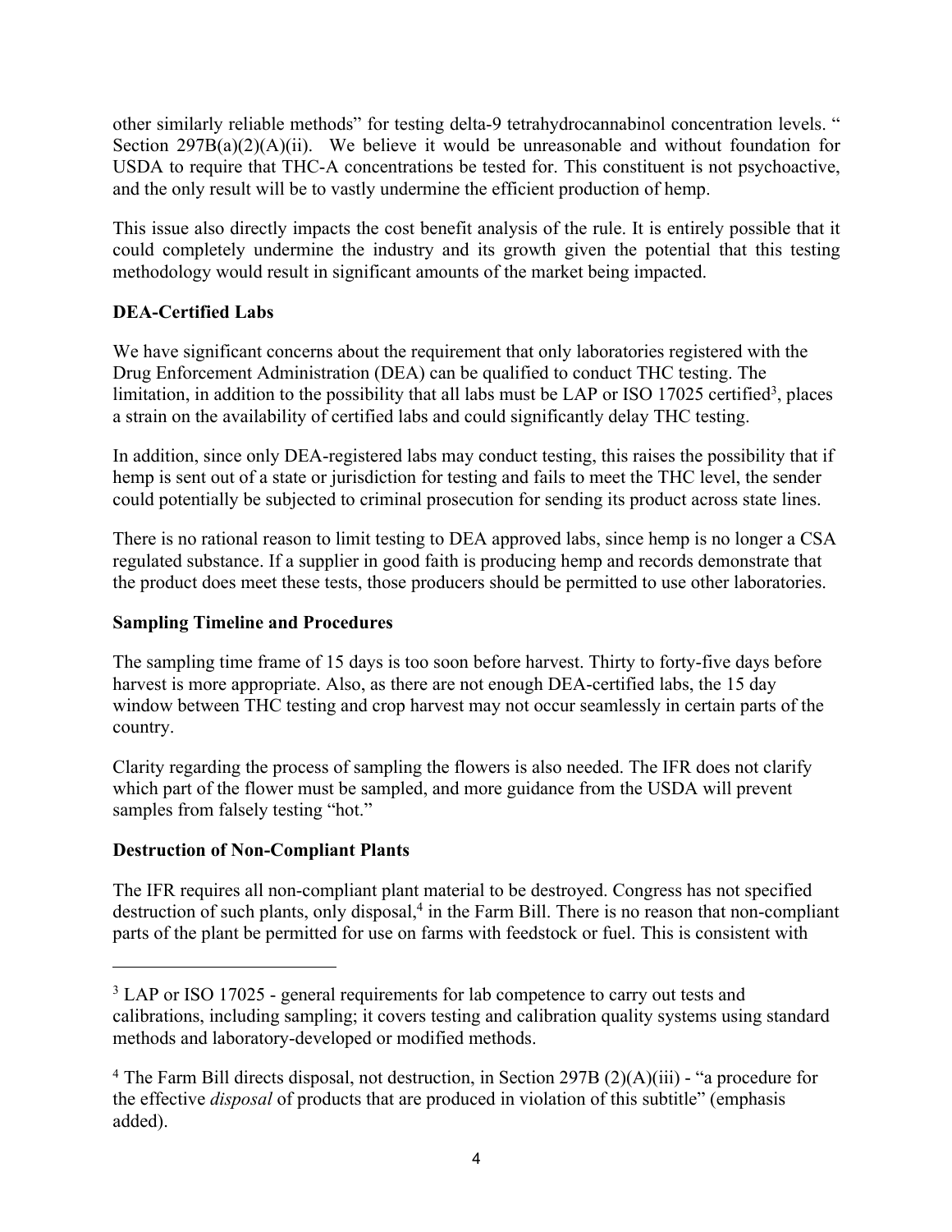other similarly reliable methods" for testing delta-9 tetrahydrocannabinol concentration levels. " Section 297B(a)(2)(A)(ii). We believe it would be unreasonable and without foundation for USDA to require that THC-A concentrations be tested for. This constituent is not psychoactive, and the only result will be to vastly undermine the efficient production of hemp.

This issue also directly impacts the cost benefit analysis of the rule. It is entirely possible that it could completely undermine the industry and its growth given the potential that this testing methodology would result in significant amounts of the market being impacted.

**DEA-Certified Labs**

We have significant concerns about the requirement that only laboratories registered with the Drug Enforcement Administration (DEA) can be qualified to conduct THC testing. The limitation, in addition to the possibility that all labs must be LAP or ISO 17025 certified[3], places a strain on the availability of certified labs and could significantly delay THC testing.

In addition, since only DEA-registered labs may conduct testing, this raises the possibility that if hemp is sent out of a state or jurisdiction for testing and fails to meet the THC level, the sender could potentially be subjected to criminal prosecution for sending its product across state lines.

There is no rational reason to limit testing to DEA approved labs, since hemp is no longer a CSA regulated substance. If a supplier in good faith is producing hemp and records demonstrate that the product does meet these tests, those producers should be permitted to use other laboratories.

**Sampling Timeline and Procedures**

The sampling time frame of 15 days is too soon before harvest. Thirty to forty-five days before harvest is more appropriate. Also, as there are not enough DEA-certified labs, the 15 day window between THC testing and crop harvest may not occur seamlessly in certain parts of the country.

Clarity regarding the process of sampling the flowers is also needed. The IFR does not clarify which part of the flower must be sampled, and more guidance from the USDA will prevent samples from falsely testing "hot."

**Destruction of Non-Compliant Plants**

The IFR requires all non-compliant plant material to be destroyed. Congress has not specified destruction of such plants, only disposal,[4] in the Farm Bill. There is no reason that non-compliant parts of the plant be permitted for use on farms with feedstock or fuel. This is consistent with

---

[3] LAP or ISO 17025 - general requirements for lab competence to carry out tests and calibrations, including sampling; it covers testing and calibration quality systems using standard methods and laboratory-developed or modified methods.

[4] The Farm Bill directs disposal, not destruction, in Section 297B (2)(A)(iii) - "a procedure for the effective *disposal* of products that are produced in violation of this subtitle" (emphasis added).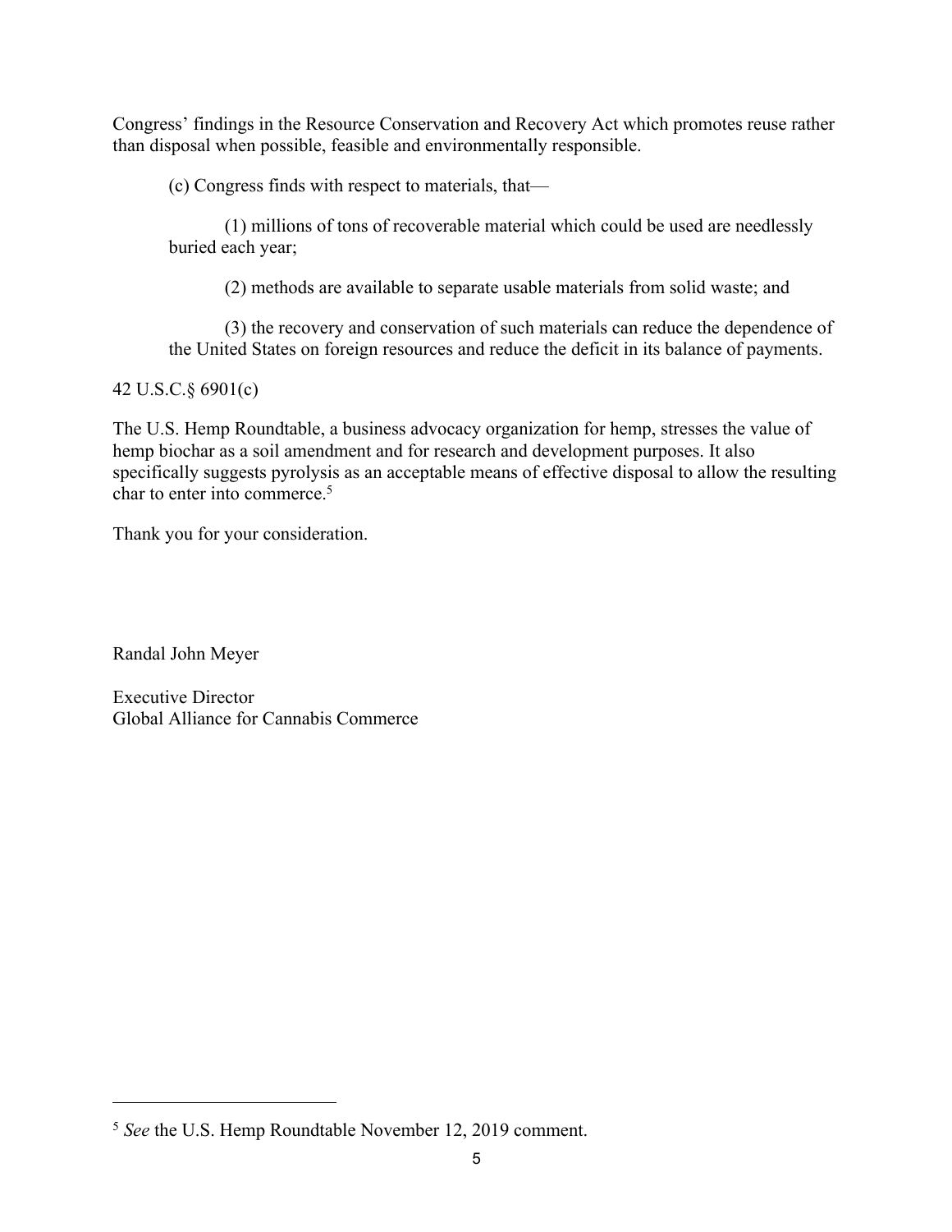Congress' findings in the Resource Conservation and Recovery Act which promotes reuse rather than disposal when possible, feasible and environmentally responsible.

> (c) Congress finds with respect to materials, that—
>
> (1) millions of tons of recoverable material which could be used are needlessly buried each year;
>
> (2) methods are available to separate usable materials from solid waste; and
>
> (3) the recovery and conservation of such materials can reduce the dependence of the United States on foreign resources and reduce the deficit in its balance of payments.

42 U.S.C.§ 6901(c)

The U.S. Hemp Roundtable, a business advocacy organization for hemp, stresses the value of hemp biochar as a soil amendment and for research and development purposes. It also specifically suggests pyrolysis as an acceptable means of effective disposal to allow the resulting char to enter into commerce.[5]

Thank you for your consideration.

Randal John Meyer

Executive Director
Global Alliance for Cannabis Commerce

---

[5] *See* the U.S. Hemp Roundtable November 12, 2019 comment.